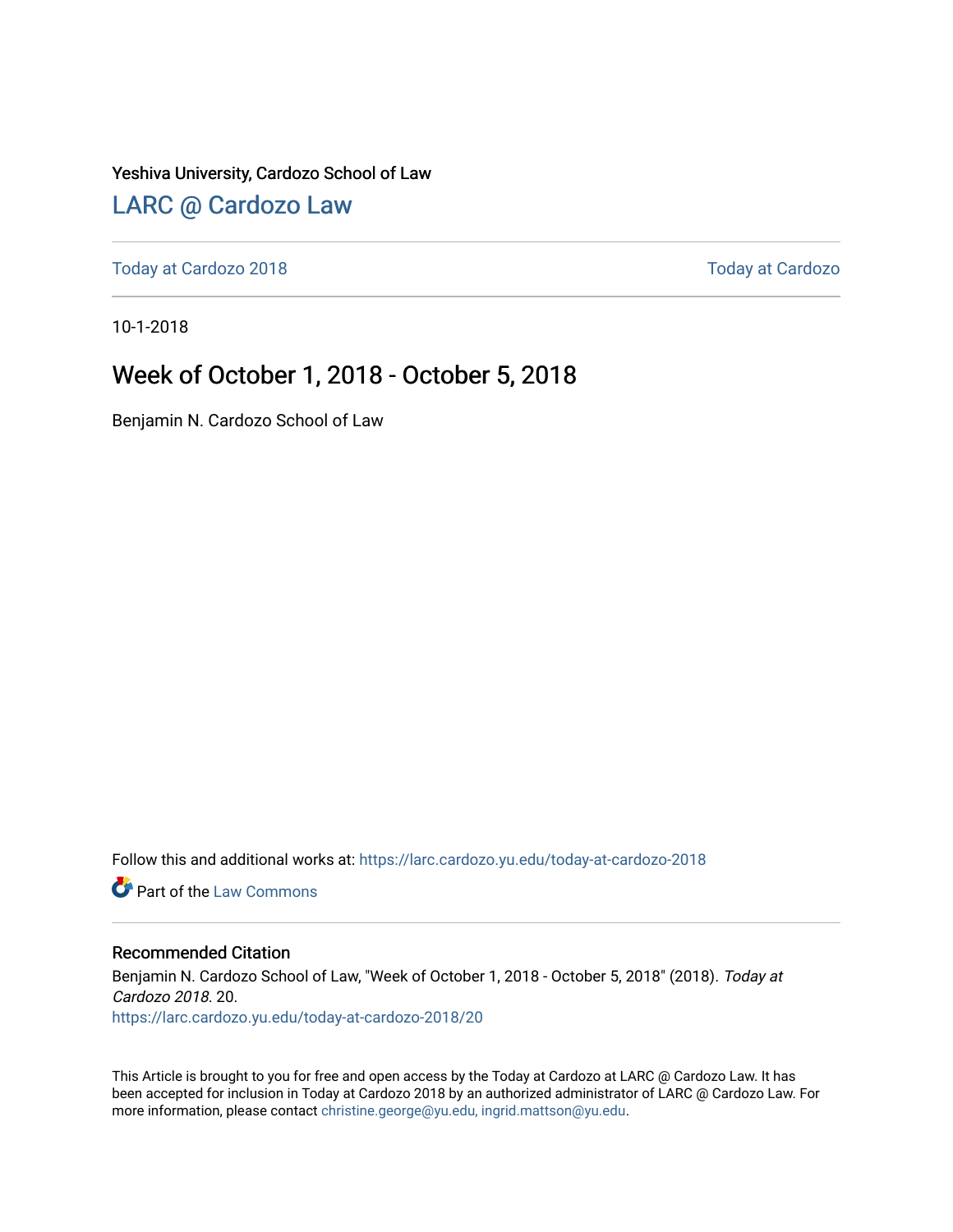Yeshiva University, Cardozo School of Law

LARC @ Cardozo Law

Today at Cardozo 2018 | Today at Cardozo

10-1-2018

# Week of October 1, 2018 - October 5, 2018

Benjamin N. Cardozo School of Law

Follow this and additional works at: https://larc.cardozo.yu.edu/today-at-cardozo-2018

Part of the Law Commons

## Recommended Citation

Benjamin N. Cardozo School of Law, "Week of October 1, 2018 - October 5, 2018" (2018). *Today at Cardozo 2018*. 20.
https://larc.cardozo.yu.edu/today-at-cardozo-2018/20

This Article is brought to you for free and open access by the Today at Cardozo at LARC @ Cardozo Law. It has been accepted for inclusion in Today at Cardozo 2018 by an authorized administrator of LARC @ Cardozo Law. For more information, please contact christine.george@yu.edu, ingrid.mattson@yu.edu.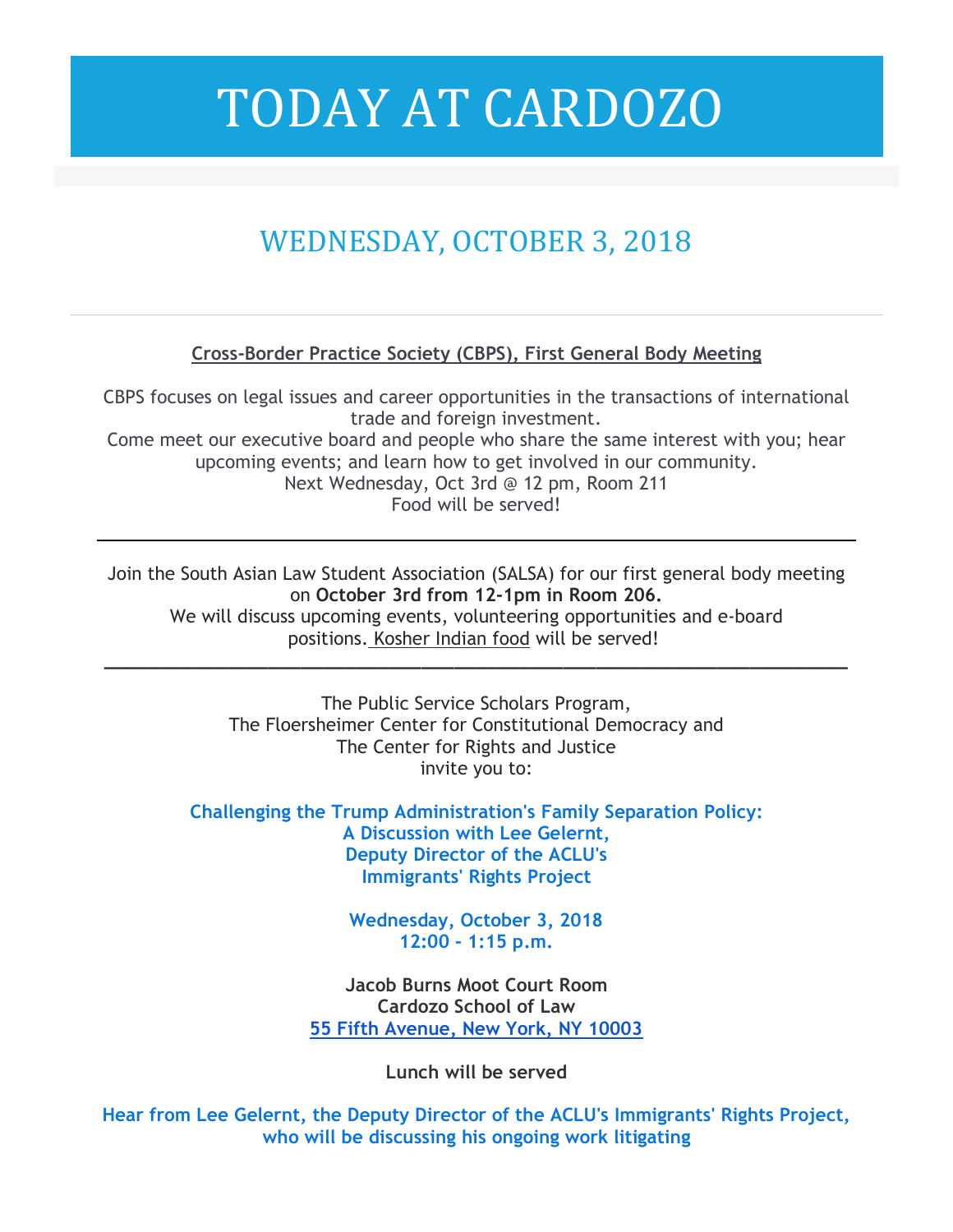# TODAY AT CARDOZO

## WEDNESDAY, OCTOBER 3, 2018

---

**Cross-Border Practice Society (CBPS), First General Body Meeting**

CBPS focuses on legal issues and career opportunities in the transactions of international trade and foreign investment.
Come meet our executive board and people who share the same interest with you; hear upcoming events; and learn how to get involved in our community.
Next Wednesday, Oct 3rd @ 12 pm, Room 211
Food will be served!

---

Join the South Asian Law Student Association (SALSA) for our first general body meeting on **October 3rd from 12-1pm in Room 206.**
We will discuss upcoming events, volunteering opportunities and e-board positions. Kosher Indian food will be served!

---

The Public Service Scholars Program,
The Floersheimer Center for Constitutional Democracy and
The Center for Rights and Justice
invite you to:

**Challenging the Trump Administration's Family Separation Policy:**
**A Discussion with Lee Gelernt,**
**Deputy Director of the ACLU's**
**Immigrants' Rights Project**

**Wednesday, October 3, 2018**
**12:00 - 1:15 p.m.**

**Jacob Burns Moot Court Room**
**Cardozo School of Law**
**55 Fifth Avenue, New York, NY 10003**

**Lunch will be served**

**Hear from Lee Gelernt, the Deputy Director of the ACLU's Immigrants' Rights Project, who will be discussing his ongoing work litigating**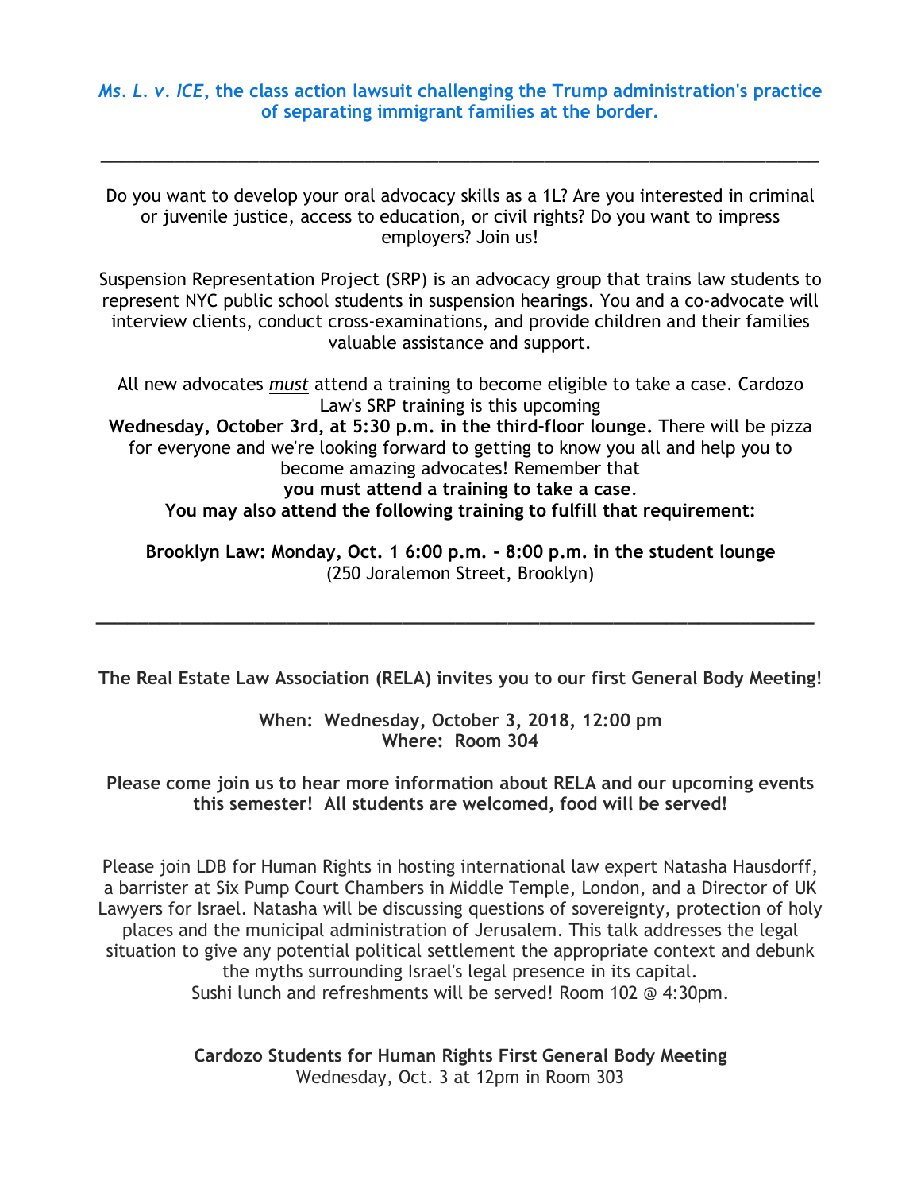***Ms. L. v. ICE*, the class action lawsuit challenging the Trump administration's practice of separating immigrant families at the border.**

---

Do you want to develop your oral advocacy skills as a 1L? Are you interested in criminal or juvenile justice, access to education, or civil rights? Do you want to impress employers? Join us!

Suspension Representation Project (SRP) is an advocacy group that trains law students to represent NYC public school students in suspension hearings. You and a co-advocate will interview clients, conduct cross-examinations, and provide children and their families valuable assistance and support.

All new advocates ***must*** attend a training to become eligible to take a case. Cardozo Law's SRP training is this upcoming **Wednesday, October 3rd, at 5:30 p.m. in the third-floor lounge.** There will be pizza for everyone and we're looking forward to getting to know you all and help you to become amazing advocates! Remember that **you must attend a training to take a case**.
**You may also attend the following training to fulfill that requirement:**

**Brooklyn Law: Monday, Oct. 1 6:00 p.m. - 8:00 p.m. in the student lounge** (250 Joralemon Street, Brooklyn)

---

**The Real Estate Law Association (RELA) invites you to our first General Body Meeting!**

**When: Wednesday, October 3, 2018, 12:00 pm**
**Where: Room 304**

**Please come join us to hear more information about RELA and our upcoming events this semester! All students are welcomed, food will be served!**

Please join LDB for Human Rights in hosting international law expert Natasha Hausdorff, a barrister at Six Pump Court Chambers in Middle Temple, London, and a Director of UK Lawyers for Israel. Natasha will be discussing questions of sovereignty, protection of holy places and the municipal administration of Jerusalem. This talk addresses the legal situation to give any potential political settlement the appropriate context and debunk the myths surrounding Israel's legal presence in its capital.
Sushi lunch and refreshments will be served! Room 102 @ 4:30pm.

**Cardozo Students for Human Rights First General Body Meeting**
Wednesday, Oct. 3 at 12pm in Room 303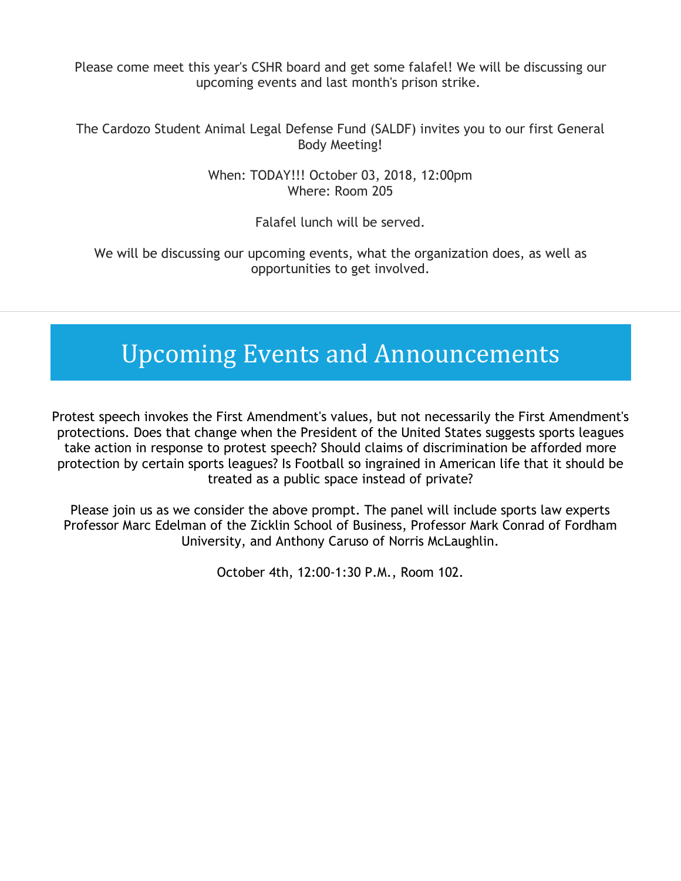Please come meet this year's CSHR board and get some falafel! We will be discussing our upcoming events and last month's prison strike.

The Cardozo Student Animal Legal Defense Fund (SALDF) invites you to our first General Body Meeting!

When: TODAY!!! October 03, 2018, 12:00pm
Where: Room 205

Falafel lunch will be served.

We will be discussing our upcoming events, what the organization does, as well as opportunities to get involved.

---

# Upcoming Events and Announcements

Protest speech invokes the First Amendment's values, but not necessarily the First Amendment's protections. Does that change when the President of the United States suggests sports leagues take action in response to protest speech? Should claims of discrimination be afforded more protection by certain sports leagues? Is Football so ingrained in American life that it should be treated as a public space instead of private?

Please join us as we consider the above prompt. The panel will include sports law experts Professor Marc Edelman of the Zicklin School of Business, Professor Mark Conrad of Fordham University, and Anthony Caruso of Norris McLaughlin.

October 4th, 12:00-1:30 P.M., Room 102.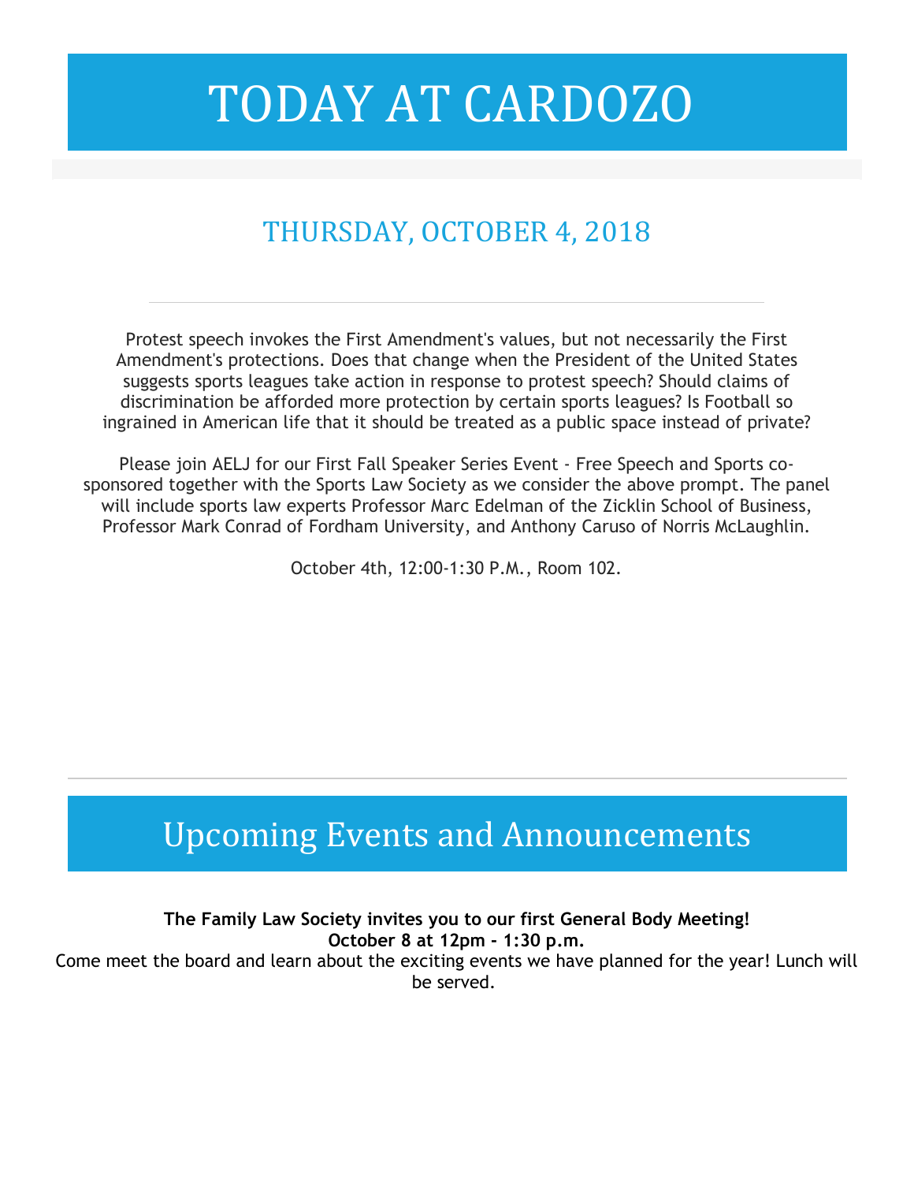# TODAY AT CARDOZO

## THURSDAY, OCTOBER 4, 2018

Protest speech invokes the First Amendment's values, but not necessarily the First Amendment's protections. Does that change when the President of the United States suggests sports leagues take action in response to protest speech? Should claims of discrimination be afforded more protection by certain sports leagues? Is Football so ingrained in American life that it should be treated as a public space instead of private?

Please join AELJ for our First Fall Speaker Series Event - Free Speech and Sports co-sponsored together with the Sports Law Society as we consider the above prompt. The panel will include sports law experts Professor Marc Edelman of the Zicklin School of Business, Professor Mark Conrad of Fordham University, and Anthony Caruso of Norris McLaughlin.

October 4th, 12:00-1:30 P.M., Room 102.

---

# Upcoming Events and Announcements

**The Family Law Society invites you to our first General Body Meeting!**
**October 8 at 12pm - 1:30 p.m.**
Come meet the board and learn about the exciting events we have planned for the year! Lunch will be served.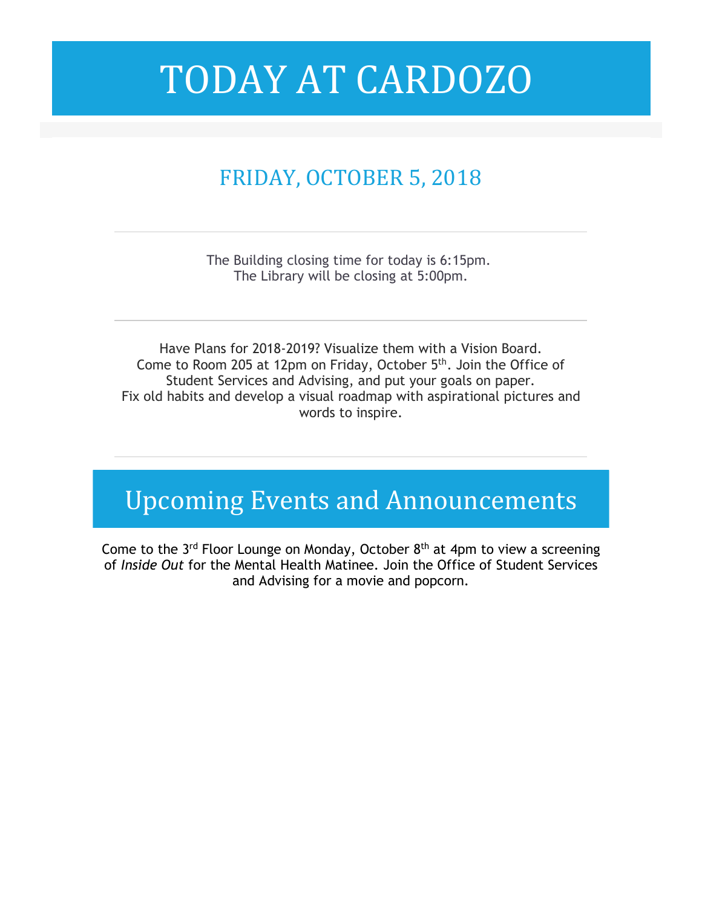# TODAY AT CARDOZO

## FRIDAY, OCTOBER 5, 2018

---

The Building closing time for today is 6:15pm.
The Library will be closing at 5:00pm.

---

Have Plans for 2018-2019? Visualize them with a Vision Board.
Come to Room 205 at 12pm on Friday, October 5th. Join the Office of Student Services and Advising, and put your goals on paper.
Fix old habits and develop a visual roadmap with aspirational pictures and words to inspire.

---

## Upcoming Events and Announcements

Come to the 3rd Floor Lounge on Monday, October 8th at 4pm to view a screening of *Inside Out* for the Mental Health Matinee. Join the Office of Student Services and Advising for a movie and popcorn.